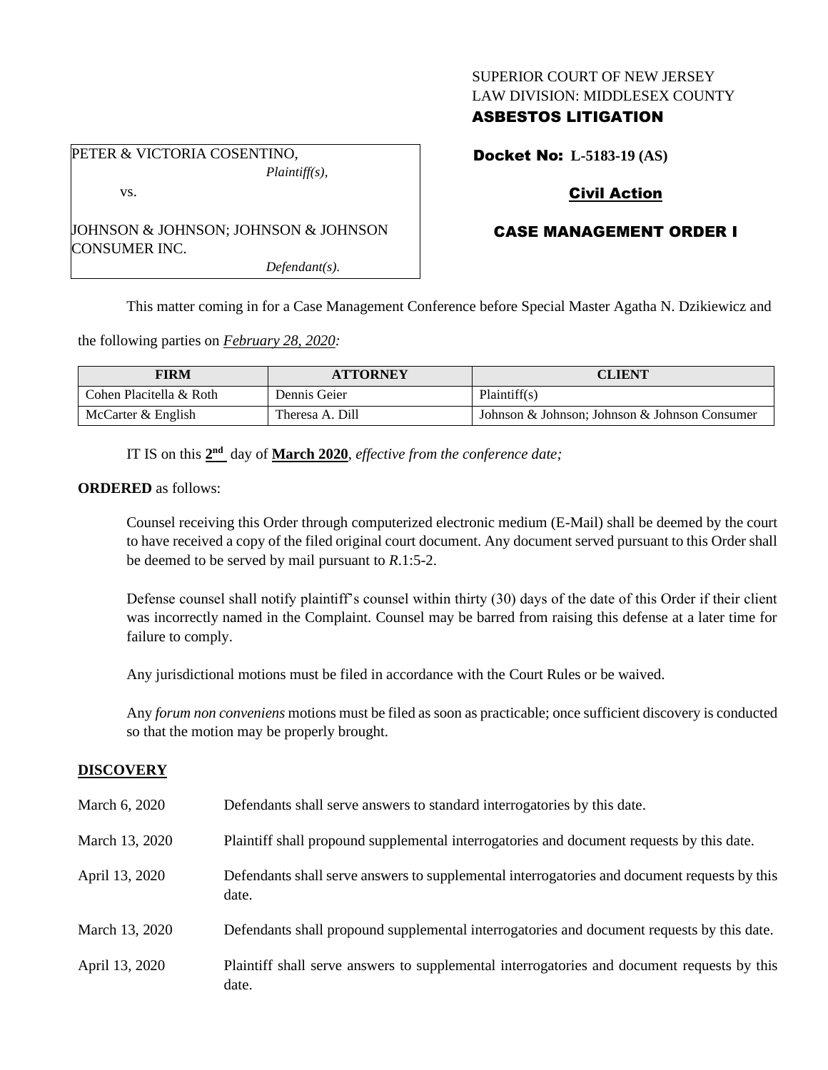SUPERIOR COURT OF NEW JERSEY
LAW DIVISION: MIDDLESEX COUNTY
**ASBESTOS LITIGATION**

PETER & VICTORIA COSENTINO,
*Plaintiff(s),*

vs.

JOHNSON & JOHNSON; JOHNSON & JOHNSON CONSUMER INC.
*Defendant(s).*

**Docket No: L-5183-19 (AS)**

**Civil Action**

**CASE MANAGEMENT ORDER I**

This matter coming in for a Case Management Conference before Special Master Agatha N. Dzikiewicz and the following parties on *February 28, 2020:*

| FIRM | ATTORNEY | CLIENT |
|---|---|---|
| Cohen Placitella & Roth | Dennis Geier | Plaintiff(s) |
| McCarter & English | Theresa A. Dill | Johnson & Johnson; Johnson & Johnson Consumer |

IT IS on this **2nd** day of **March 2020**, *effective from the conference date;*

**ORDERED** as follows:

Counsel receiving this Order through computerized electronic medium (E-Mail) shall be deemed by the court to have received a copy of the filed original court document. Any document served pursuant to this Order shall be deemed to be served by mail pursuant to *R*.1:5-2.

Defense counsel shall notify plaintiff's counsel within thirty (30) days of the date of this Order if their client was incorrectly named in the Complaint. Counsel may be barred from raising this defense at a later time for failure to comply.

Any jurisdictional motions must be filed in accordance with the Court Rules or be waived.

Any *forum non conveniens* motions must be filed as soon as practicable; once sufficient discovery is conducted so that the motion may be properly brought.

## DISCOVERY

| | |
|---|---|
| March 6, 2020 | Defendants shall serve answers to standard interrogatories by this date. |
| March 13, 2020 | Plaintiff shall propound supplemental interrogatories and document requests by this date. |
| April 13, 2020 | Defendants shall serve answers to supplemental interrogatories and document requests by this date. |
| March 13, 2020 | Defendants shall propound supplemental interrogatories and document requests by this date. |
| April 13, 2020 | Plaintiff shall serve answers to supplemental interrogatories and document requests by this date. |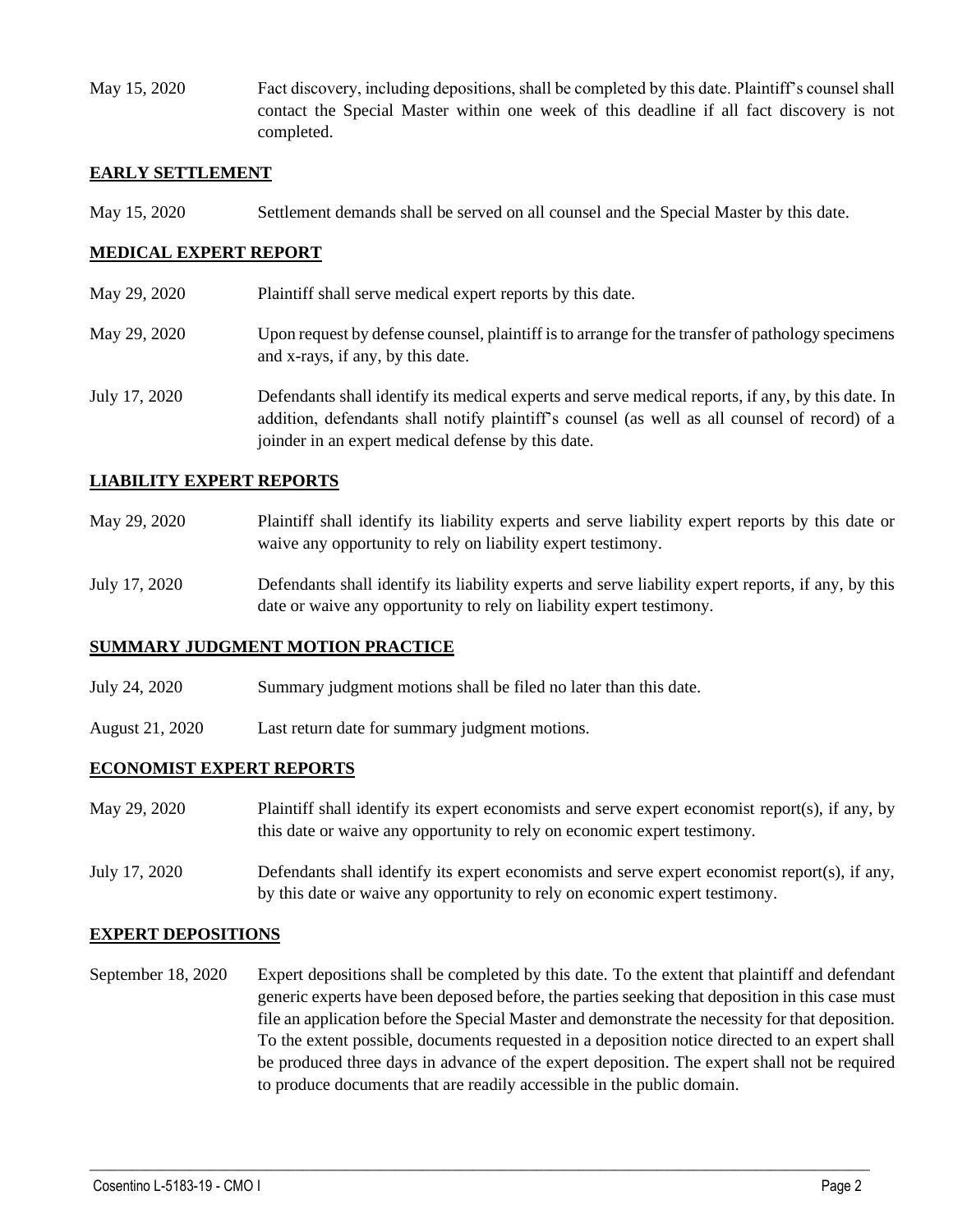May 15, 2020 Fact discovery, including depositions, shall be completed by this date. Plaintiff's counsel shall contact the Special Master within one week of this deadline if all fact discovery is not completed.

**EARLY SETTLEMENT**

May 15, 2020 Settlement demands shall be served on all counsel and the Special Master by this date.

**MEDICAL EXPERT REPORT**

May 29, 2020 Plaintiff shall serve medical expert reports by this date.

May 29, 2020 Upon request by defense counsel, plaintiff is to arrange for the transfer of pathology specimens and x-rays, if any, by this date.

July 17, 2020 Defendants shall identify its medical experts and serve medical reports, if any, by this date. In addition, defendants shall notify plaintiff's counsel (as well as all counsel of record) of a joinder in an expert medical defense by this date.

**LIABILITY EXPERT REPORTS**

May 29, 2020 Plaintiff shall identify its liability experts and serve liability expert reports by this date or waive any opportunity to rely on liability expert testimony.

July 17, 2020 Defendants shall identify its liability experts and serve liability expert reports, if any, by this date or waive any opportunity to rely on liability expert testimony.

**SUMMARY JUDGMENT MOTION PRACTICE**

July 24, 2020 Summary judgment motions shall be filed no later than this date.

August 21, 2020 Last return date for summary judgment motions.

**ECONOMIST EXPERT REPORTS**

May 29, 2020 Plaintiff shall identify its expert economists and serve expert economist report(s), if any, by this date or waive any opportunity to rely on economic expert testimony.

July 17, 2020 Defendants shall identify its expert economists and serve expert economist report(s), if any, by this date or waive any opportunity to rely on economic expert testimony.

**EXPERT DEPOSITIONS**

September 18, 2020 Expert depositions shall be completed by this date. To the extent that plaintiff and defendant generic experts have been deposed before, the parties seeking that deposition in this case must file an application before the Special Master and demonstrate the necessity for that deposition. To the extent possible, documents requested in a deposition notice directed to an expert shall be produced three days in advance of the expert deposition. The expert shall not be required to produce documents that are readily accessible in the public domain.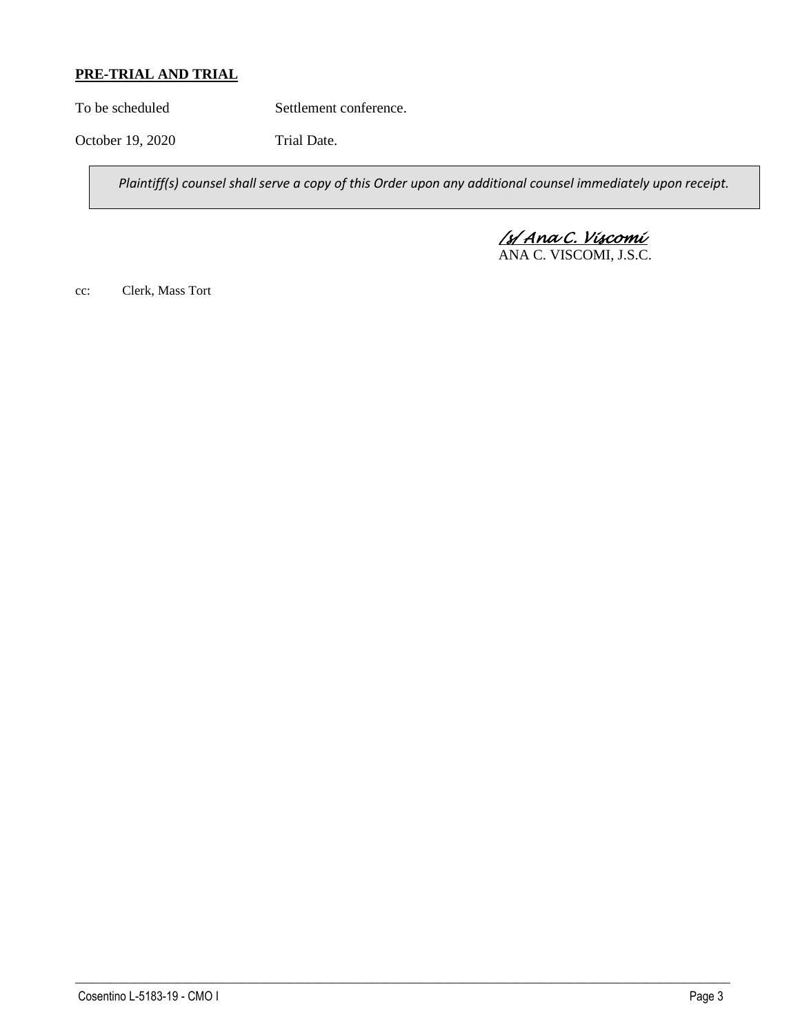**PRE-TRIAL AND TRIAL**

| | |
|---|---|
| To be scheduled | Settlement conference. |
| October 19, 2020 | Trial Date. |

*Plaintiff(s) counsel shall serve a copy of this Order upon any additional counsel immediately upon receipt.*

*/s/ Ana C. Viscomi*
ANA C. VISCOMI, J.S.C.

cc: Clerk, Mass Tort